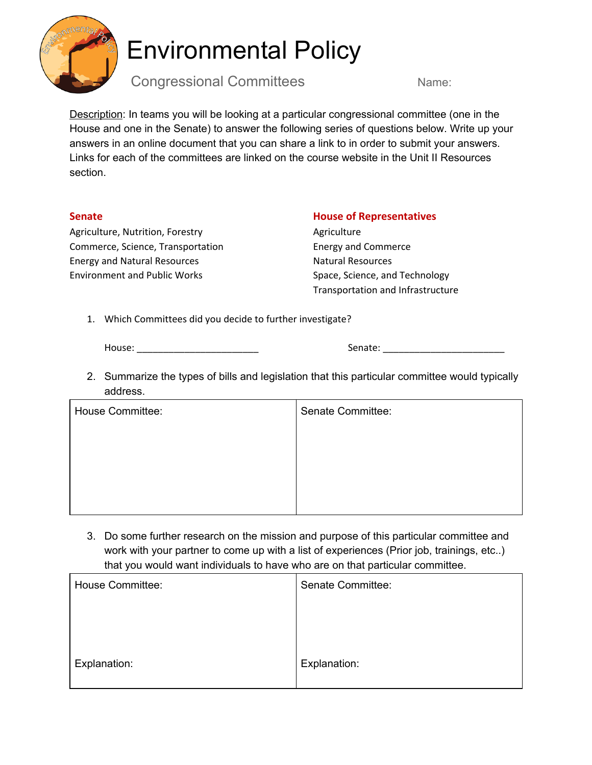# Environmental Policy

## Congressional Committees

Name:

Description: In teams you will be looking at a particular congressional committee (one in the House and one in the Senate) to answer the following series of questions below. Write up your answers in an online document that you can share a link to in order to submit your answers. Links for each of the committees are linked on the course website in the Unit II Resources section.

**Senate**

Agriculture, Nutrition, Forestry
Commerce, Science, Transportation
Energy and Natural Resources
Environment and Public Works

**House of Representatives**

Agriculture
Energy and Commerce
Natural Resources
Space, Science, and Technology
Transportation and Infrastructure

1. Which Committees did you decide to further investigate?

   House: ________________________ Senate: ________________________

2. Summarize the types of bills and legislation that this particular committee would typically address.

| House Committee: | Senate Committee: |
|---|---|
| | |

3. Do some further research on the mission and purpose of this particular committee and work with your partner to come up with a list of experiences (Prior job, trainings, etc..) that you would want individuals to have who are on that particular committee.

| House Committee: | Senate Committee: |
|---|---|
| Explanation: | Explanation: |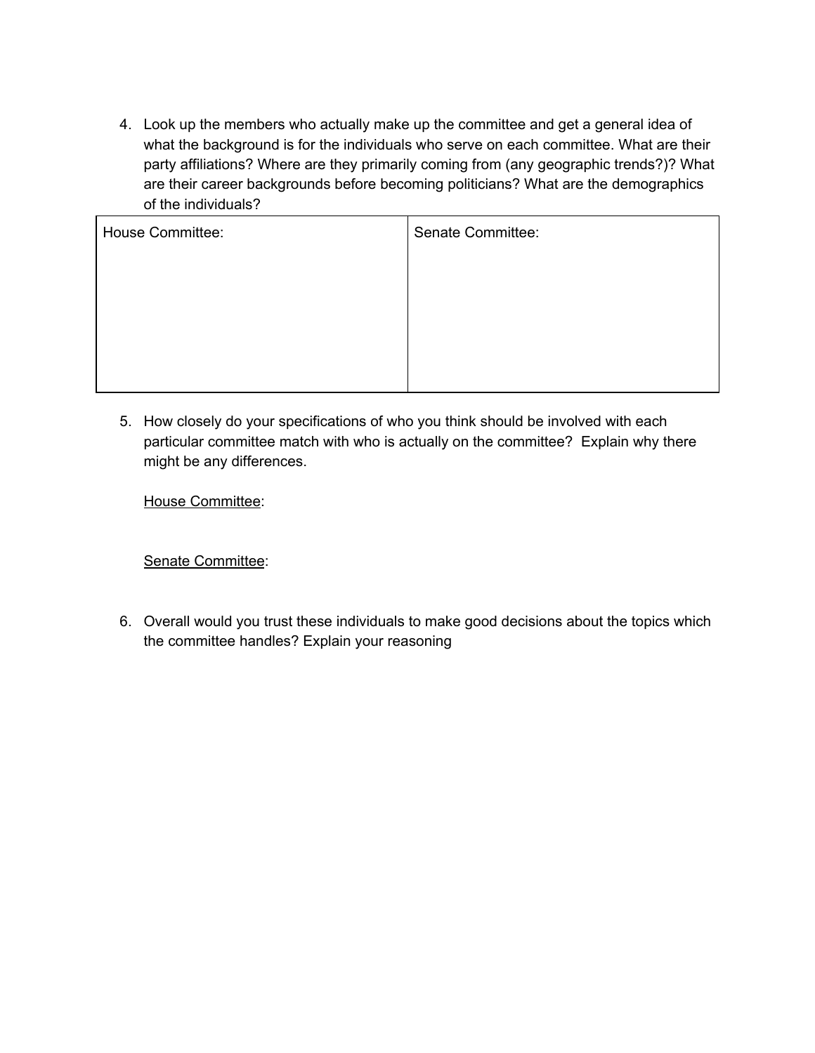4. Look up the members who actually make up the committee and get a general idea of what the background is for the individuals who serve on each committee. What are their party affiliations? Where are they primarily coming from (any geographic trends?)? What are their career backgrounds before becoming politicians? What are the demographics of the individuals?

| House Committee: | Senate Committee: |
| --- | --- |
| | |

5. How closely do your specifications of who you think should be involved with each particular committee match with who is actually on the committee? Explain why there might be any differences.

   <u>House Committee</u>:

   <u>Senate Committee</u>:

6. Overall would you trust these individuals to make good decisions about the topics which the committee handles? Explain your reasoning